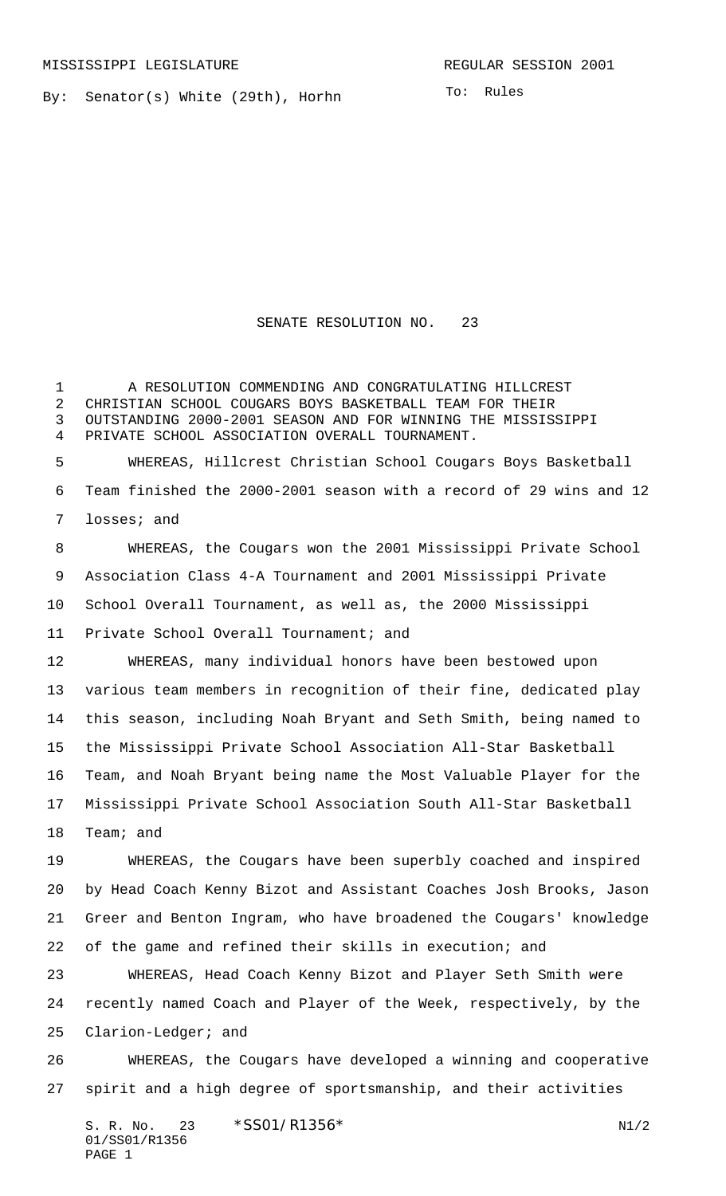MISSISSIPPI LEGISLATURE REGULAR SESSION 2001

By: Senator(s) White (29th), Horhn

To: Rules

# SENATE RESOLUTION NO. 23

A RESOLUTION COMMENDING AND CONGRATULATING HILLCREST CHRISTIAN SCHOOL COUGARS BOYS BASKETBALL TEAM FOR THEIR OUTSTANDING 2000-2001 SEASON AND FOR WINNING THE MISSISSIPPI PRIVATE SCHOOL ASSOCIATION OVERALL TOURNAMENT.

WHEREAS, Hillcrest Christian School Cougars Boys Basketball Team finished the 2000-2001 season with a record of 29 wins and 12 losses; and

WHEREAS, the Cougars won the 2001 Mississippi Private School Association Class 4-A Tournament and 2001 Mississippi Private School Overall Tournament, as well as, the 2000 Mississippi Private School Overall Tournament; and

WHEREAS, many individual honors have been bestowed upon various team members in recognition of their fine, dedicated play this season, including Noah Bryant and Seth Smith, being named to the Mississippi Private School Association All-Star Basketball Team, and Noah Bryant being name the Most Valuable Player for the Mississippi Private School Association South All-Star Basketball Team; and

WHEREAS, the Cougars have been superbly coached and inspired by Head Coach Kenny Bizot and Assistant Coaches Josh Brooks, Jason Greer and Benton Ingram, who have broadened the Cougars' knowledge of the game and refined their skills in execution; and

WHEREAS, Head Coach Kenny Bizot and Player Seth Smith were recently named Coach and Player of the Week, respectively, by the Clarion-Ledger; and

WHEREAS, the Cougars have developed a winning and cooperative spirit and a high degree of sportsmanship, and their activities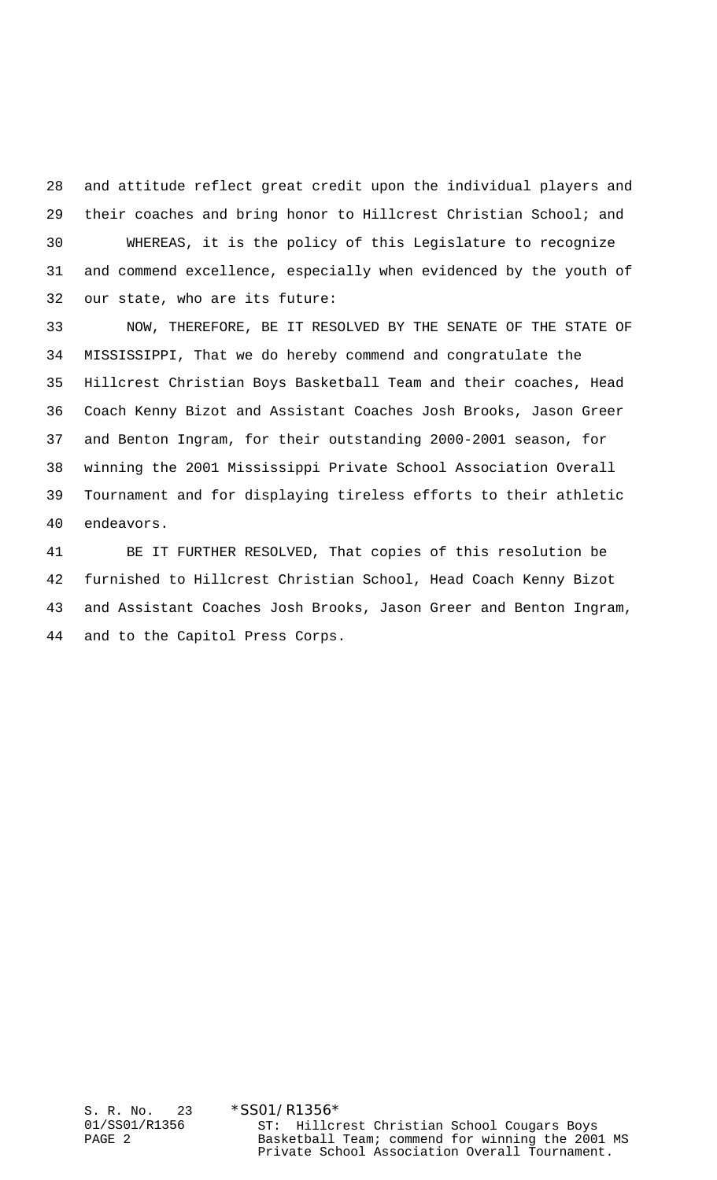and attitude reflect great credit upon the individual players and their coaches and bring honor to Hillcrest Christian School; and

WHEREAS, it is the policy of this Legislature to recognize and commend excellence, especially when evidenced by the youth of our state, who are its future:

NOW, THEREFORE, BE IT RESOLVED BY THE SENATE OF THE STATE OF MISSISSIPPI, That we do hereby commend and congratulate the Hillcrest Christian Boys Basketball Team and their coaches, Head Coach Kenny Bizot and Assistant Coaches Josh Brooks, Jason Greer and Benton Ingram, for their outstanding 2000-2001 season, for winning the 2001 Mississippi Private School Association Overall Tournament and for displaying tireless efforts to their athletic endeavors.

BE IT FURTHER RESOLVED, That copies of this resolution be furnished to Hillcrest Christian School, Head Coach Kenny Bizot and Assistant Coaches Josh Brooks, Jason Greer and Benton Ingram, and to the Capitol Press Corps.

ST: Hillcrest Christian School Cougars Boys Basketball Team; commend for winning the 2001 MS Private School Association Overall Tournament.